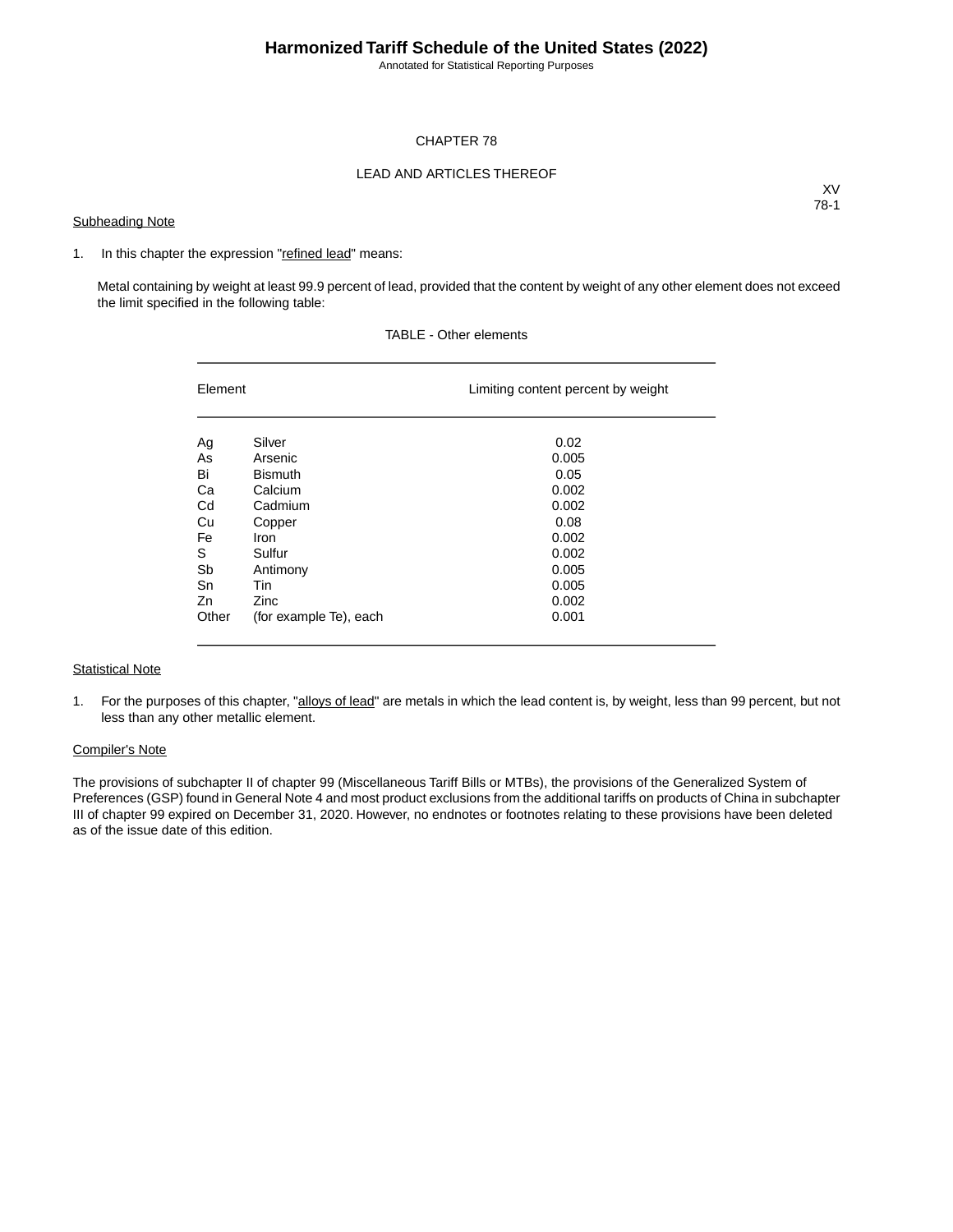# Harmonized Tariff Schedule of the United States (2022)

Annotated for Statistical Reporting Purposes

## CHAPTER 78

## LEAD AND ARTICLES THEREOF

XV
78-1

<u>Subheading Note</u>

1. In this chapter the expression "<u>refined lead</u>" means:

   Metal containing by weight at least 99.9 percent of lead, provided that the content by weight of any other element does not exceed the limit specified in the following table:

TABLE - Other elements

| Element | | Limiting content percent by weight |
|---|---|---|
| Ag | Silver | 0.02 |
| As | Arsenic | 0.005 |
| Bi | Bismuth | 0.05 |
| Ca | Calcium | 0.002 |
| Cd | Cadmium | 0.002 |
| Cu | Copper | 0.08 |
| Fe | Iron | 0.002 |
| S | Sulfur | 0.002 |
| Sb | Antimony | 0.005 |
| Sn | Tin | 0.005 |
| Zn | Zinc | 0.002 |
| Other | (for example Te), each | 0.001 |

<u>Statistical Note</u>

1. For the purposes of this chapter, "<u>alloys of lead</u>" are metals in which the lead content is, by weight, less than 99 percent, but not less than any other metallic element.

<u>Compiler's Note</u>

The provisions of subchapter II of chapter 99 (Miscellaneous Tariff Bills or MTBs), the provisions of the Generalized System of Preferences (GSP) found in General Note 4 and most product exclusions from the additional tariffs on products of China in subchapter III of chapter 99 expired on December 31, 2020. However, no endnotes or footnotes relating to these provisions have been deleted as of the issue date of this edition.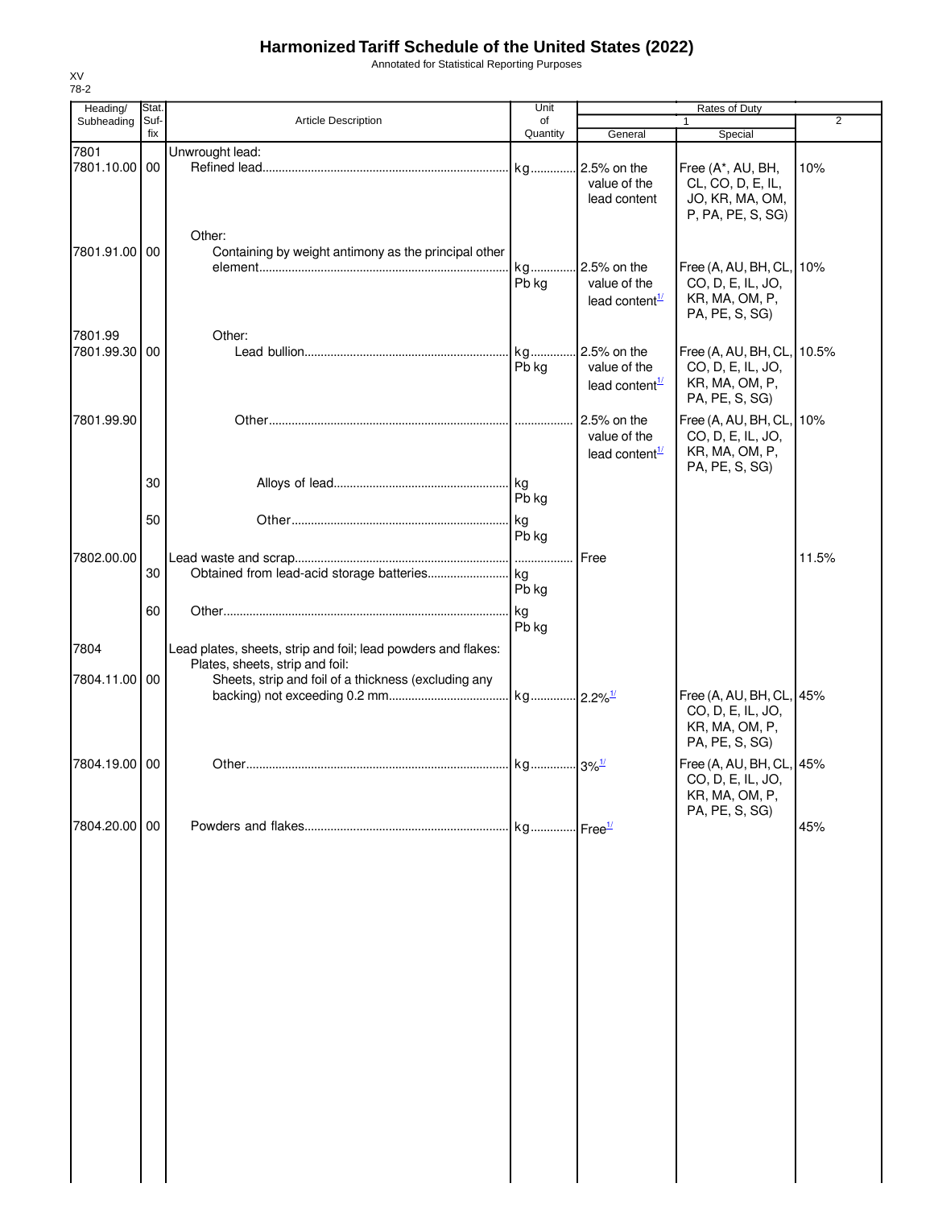# Harmonized Tariff Schedule of the United States (2022)

Annotated for Statistical Reporting Purposes

XV
78-2

| Heading/ Subheading | Stat. Suf-fix | Article Description | Unit of Quantity | Rates of Duty 1 General | Special | 2 |
|---|---|---|---|---|---|---|
| 7801 | | Unwrought lead: | | | | |
| 7801.10.00 | 00 | Refined lead | kg | 2.5% on the value of the lead content | Free (A*, AU, BH, CL, CO, D, E, IL, JO, KR, MA, OM, P, PA, PE, S, SG) | 10% |
| | | Other: | | | | |
| 7801.91.00 | 00 | Containing by weight antimony as the principal other element | kg Pb kg | 2.5% on the value of the lead content[1/] | Free (A, AU, BH, CL, CO, D, E, IL, JO, KR, MA, OM, P, PA, PE, S, SG) | 10% |
| 7801.99 | | Other: | | | | |
| 7801.99.30 | 00 | Lead bullion | kg Pb kg | 2.5% on the value of the lead content[1/] | Free (A, AU, BH, CL, CO, D, E, IL, JO, KR, MA, OM, P, PA, PE, S, SG) | 10.5% |
| 7801.99.90 | | Other | | 2.5% on the value of the lead content[1/] | Free (A, AU, BH, CL, CO, D, E, IL, JO, KR, MA, OM, P, PA, PE, S, SG) | 10% |
| | 30 | Alloys of lead | kg Pb kg | | | |
| | 50 | Other | kg Pb kg | | | |
| 7802.00.00 | | Lead waste and scrap | | Free | | 11.5% |
| | 30 | Obtained from lead-acid storage batteries | kg Pb kg | | | |
| | 60 | Other | kg Pb kg | | | |
| 7804 | | Lead plates, sheets, strip and foil; lead powders and flakes: | | | | |
| | | Plates, sheets, strip and foil: | | | | |
| 7804.11.00 | 00 | Sheets, strip and foil of a thickness (excluding any backing) not exceeding 0.2 mm | kg | 2.2%[1/] | Free (A, AU, BH, CL, CO, D, E, IL, JO, KR, MA, OM, P, PA, PE, S, SG) | 45% |
| 7804.19.00 | 00 | Other | kg | 3%[1/] | Free (A, AU, BH, CL, CO, D, E, IL, JO, KR, MA, OM, P, PA, PE, S, SG) | 45% |
| 7804.20.00 | 00 | Powders and flakes | kg | Free[1/] | | 45% |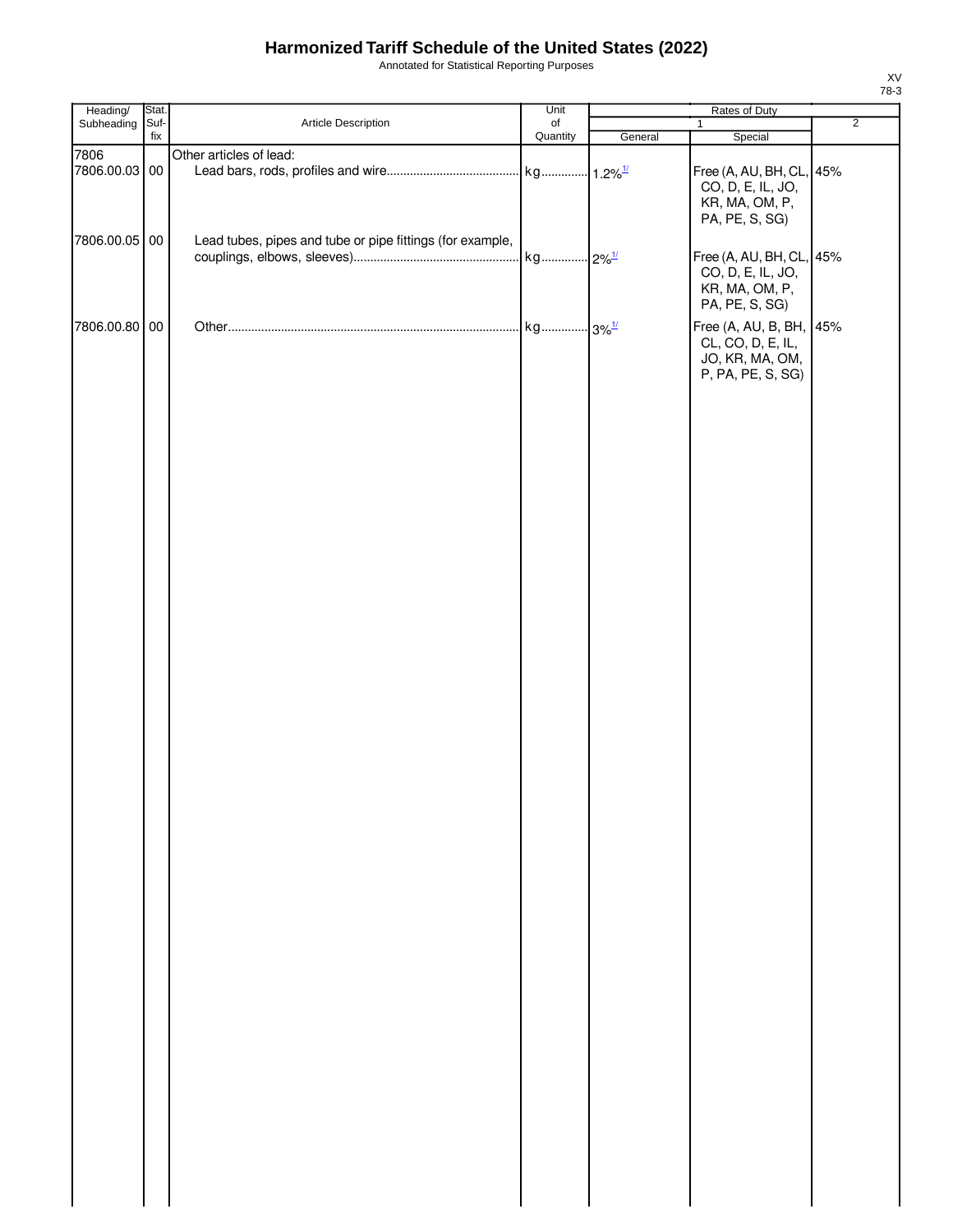# Harmonized Tariff Schedule of the United States (2022)

Annotated for Statistical Reporting Purposes

XV
78-3

| Heading/ Subheading | Stat. Suf- fix | Article Description | Unit of Quantity | Rates of Duty | | |
|---|---|---|---|---|---|---|
| | | | | 1 | | 2 |
| | | | | General | Special | |
| 7806 | | Other articles of lead: | | | | |
| 7806.00.03 | 00 | Lead bars, rods, profiles and wire | kg | 1.2%[1/] | Free (A, AU, BH, CL, CO, D, E, IL, JO, KR, MA, OM, P, PA, PE, S, SG) | 45% |
| 7806.00.05 | 00 | Lead tubes, pipes and tube or pipe fittings (for example, couplings, elbows, sleeves) | kg | 2%[1/] | Free (A, AU, BH, CL, CO, D, E, IL, JO, KR, MA, OM, P, PA, PE, S, SG) | 45% |
| 7806.00.80 | 00 | Other | kg | 3%[1/] | Free (A, AU, B, BH, CL, CO, D, E, IL, JO, KR, MA, OM, P, PA, PE, S, SG) | 45% |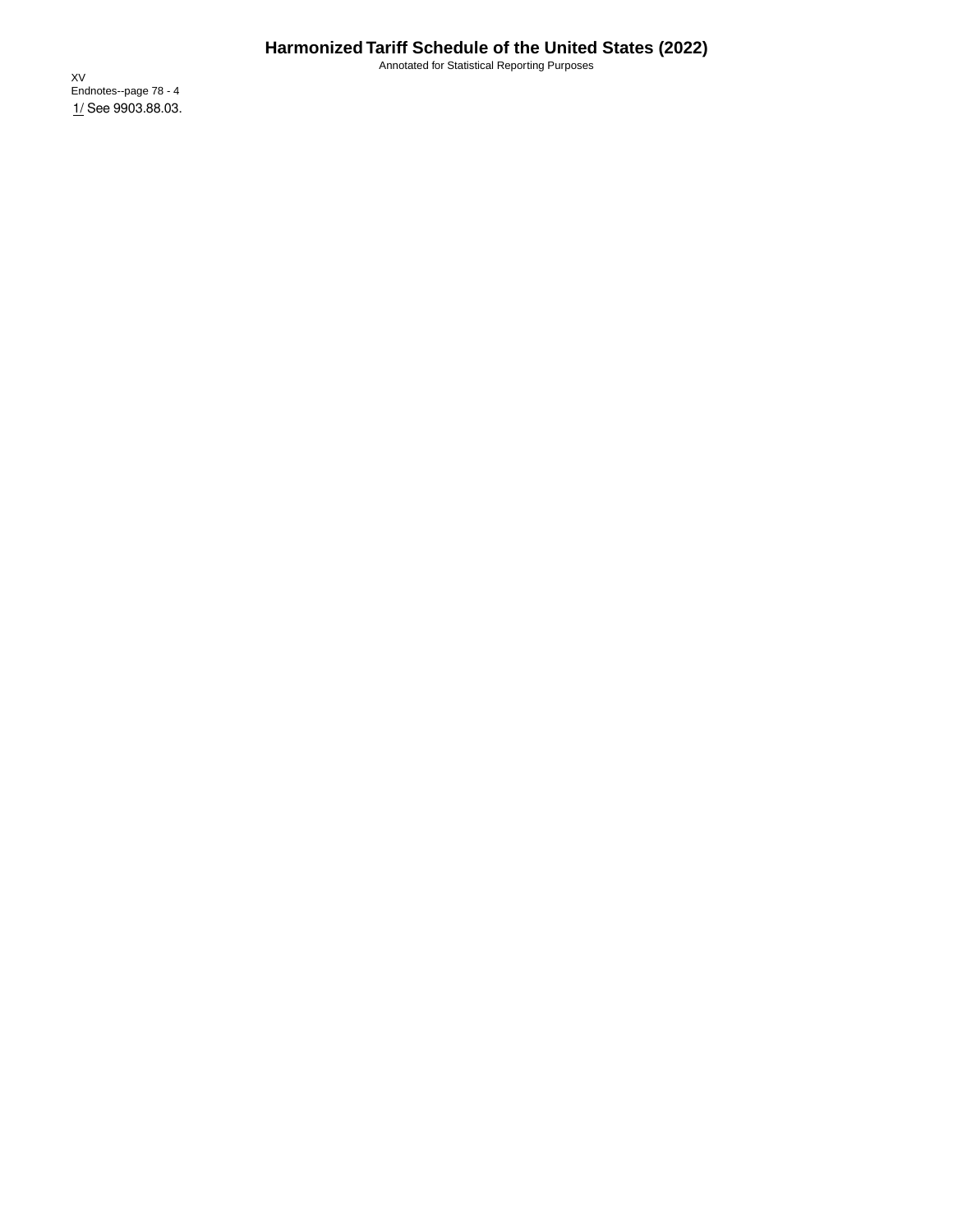1/ See 9903.88.03.